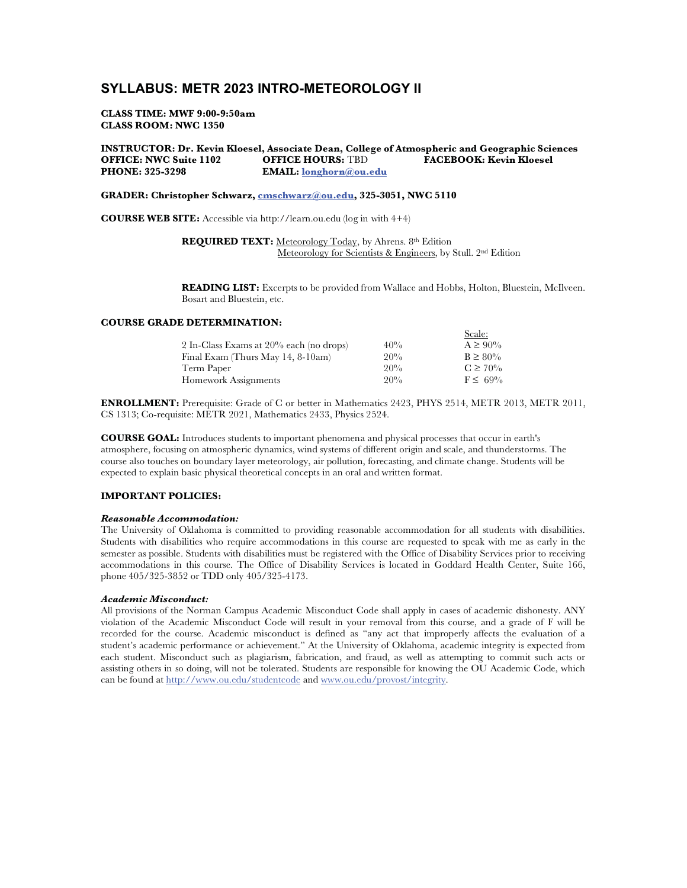# SYLLABUS: METR 2023 INTRO-METEOROLOGY II

**CLASS TIME: MWF 9:00-9:50am**
**CLASS ROOM: NWC 1350**

**INSTRUCTOR: Dr. Kevin Kloesel, Associate Dean, College of Atmospheric and Geographic Sciences**
**OFFICE: NWC Suite 1102** **OFFICE HOURS:** TBD **FACEBOOK: Kevin Kloesel**
**PHONE: 325-3298** **EMAIL: [longhorn@ou.edu](mailto:longhorn@ou.edu)**

**GRADER: Christopher Schwarz, [cmschwarz@ou.edu](mailto:cmschwarz@ou.edu), 325-3051, NWC 5110**

**COURSE WEB SITE:** Accessible via http://learn.ou.edu (log in with 4+4)

**REQUIRED TEXT:** Meteorology Today, by Ahrens. 8th Edition
Meteorology for Scientists & Engineers, by Stull. 2nd Edition

**READING LIST:** Excerpts to be provided from Wallace and Hobbs, Holton, Bluestein, McIlveen. Bosart and Bluestein, etc.

**COURSE GRADE DETERMINATION:**

| | | Scale: |
|---|---|---|
| 2 In-Class Exams at 20% each (no drops) | 40% | A ≥ 90% |
| Final Exam (Thurs May 14, 8-10am) | 20% | B ≥ 80% |
| Term Paper | 20% | C ≥ 70% |
| Homework Assignments | 20% | F ≤ 69% |

**ENROLLMENT:** Prerequisite: Grade of C or better in Mathematics 2423, PHYS 2514, METR 2013, METR 2011, CS 1313; Co-requisite: METR 2021, Mathematics 2433, Physics 2524.

**COURSE GOAL:** Introduces students to important phenomena and physical processes that occur in earth's atmosphere, focusing on atmospheric dynamics, wind systems of different origin and scale, and thunderstorms. The course also touches on boundary layer meteorology, air pollution, forecasting, and climate change. Students will be expected to explain basic physical theoretical concepts in an oral and written format.

**IMPORTANT POLICIES:**

***Reasonable Accommodation:***
The University of Oklahoma is committed to providing reasonable accommodation for all students with disabilities. Students with disabilities who require accommodations in this course are requested to speak with me as early in the semester as possible. Students with disabilities must be registered with the Office of Disability Services prior to receiving accommodations in this course. The Office of Disability Services is located in Goddard Health Center, Suite 166, phone 405/325-3852 or TDD only 405/325-4173.

***Academic Misconduct:***
All provisions of the Norman Campus Academic Misconduct Code shall apply in cases of academic dishonesty. ANY violation of the Academic Misconduct Code will result in your removal from this course, and a grade of F will be recorded for the course. Academic misconduct is defined as "any act that improperly affects the evaluation of a student's academic performance or achievement." At the University of Oklahoma, academic integrity is expected from each student. Misconduct such as plagiarism, fabrication, and fraud, as well as attempting to commit such acts or assisting others in so doing, will not be tolerated. Students are responsible for knowing the OU Academic Code, which can be found at http://www.ou.edu/studentcode and www.ou.edu/provost/integrity.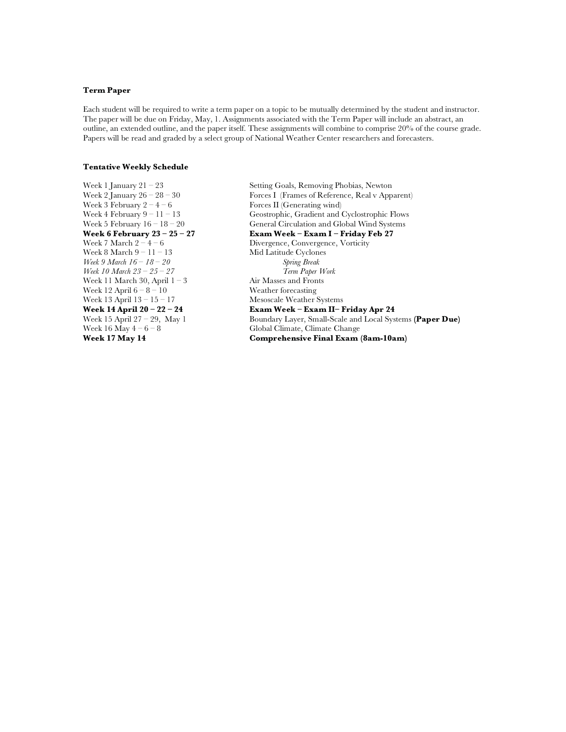**Term Paper**

Each student will be required to write a term paper on a topic to be mutually determined by the student and instructor. The paper will be due on Friday, May, 1. Assignments associated with the Term Paper will include an abstract, an outline, an extended outline, and the paper itself. These assignments will combine to comprise 20% of the course grade. Papers will be read and graded by a select group of National Weather Center researchers and forecasters.

**Tentative Weekly Schedule**

| | |
|---|---|
| Week 1 January 21 – 23 | Setting Goals, Removing Phobias, Newton |
| Week 2 January 26 – 28 – 30 | Forces I (Frames of Reference, Real v Apparent) |
| Week 3 February 2 – 4 – 6 | Forces II (Generating wind) |
| Week 4 February 9 – 11 – 13 | Geostrophic, Gradient and Cyclostrophic Flows |
| Week 5 February 16 – 18 – 20 | General Circulation and Global Wind Systems |
| **Week 6 February 23 – 25 – 27** | **Exam Week – Exam I – Friday Feb 27** |
| Week 7 March 2 – 4 – 6 | Divergence, Convergence, Vorticity |
| Week 8 March 9 – 11 – 13 | Mid Latitude Cyclones |
| *Week 9 March 16 – 18 – 20* | *Spring Break* |
| *Week 10 March 23 – 25 – 27* | *Term Paper Work* |
| Week 11 March 30, April 1 – 3 | Air Masses and Fronts |
| Week 12 April 6 – 8 – 10 | Weather forecasting |
| Week 13 April 13 – 15 – 17 | Mesoscale Weather Systems |
| **Week 14 April 20 – 22 – 24** | **Exam Week – Exam II– Friday Apr 24** |
| Week 15 April 27 – 29, May 1 | Boundary Layer, Small-Scale and Local Systems **(Paper Due)** |
| Week 16 May 4 – 6 – 8 | Global Climate, Climate Change |
| **Week 17 May 14** | **Comprehensive Final Exam (8am-10am)** |